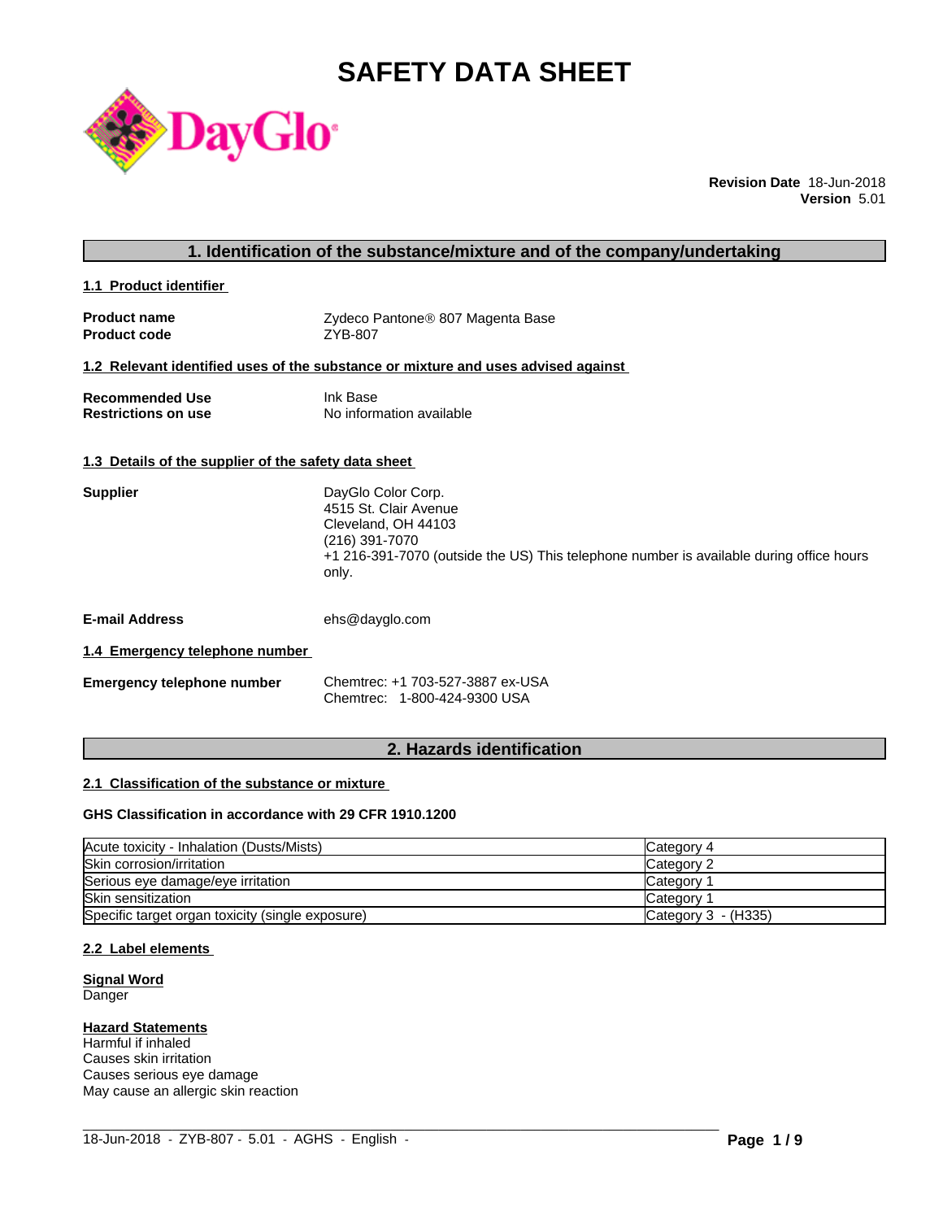# SAFETY DATA SHEET

**Revision Date** 18-Jun-2018
**Version** 5.01

## 1. Identification of the substance/mixture and of the company/undertaking

### 1.1 Product identifier

**Product name** Zydeco Pantone® 807 Magenta Base
**Product code** ZYB-807

### 1.2 Relevant identified uses of the substance or mixture and uses advised against

**Recommended Use** Ink Base
**Restrictions on use** No information available

### 1.3 Details of the supplier of the safety data sheet

**Supplier**
DayGlo Color Corp.
4515 St. Clair Avenue
Cleveland, OH 44103
(216) 391-7070
+1 216-391-7070 (outside the US) This telephone number is available during office hours only.

**E-mail Address** ehs@dayglo.com

### 1.4 Emergency telephone number

**Emergency telephone number**
Chemtrec: +1 703-527-3887 ex-USA
Chemtrec: 1-800-424-9300 USA

## 2. Hazards identification

### 2.1 Classification of the substance or mixture

**GHS Classification in accordance with 29 CFR 1910.1200**

| Hazard | Category |
|---|---|
| Acute toxicity - Inhalation (Dusts/Mists) | Category 4 |
| Skin corrosion/irritation | Category 2 |
| Serious eye damage/eye irritation | Category 1 |
| Skin sensitization | Category 1 |
| Specific target organ toxicity (single exposure) | Category 3 - (H335) |

### 2.2 Label elements

**Signal Word**
Danger

**Hazard Statements**
Harmful if inhaled
Causes skin irritation
Causes serious eye damage
May cause an allergic skin reaction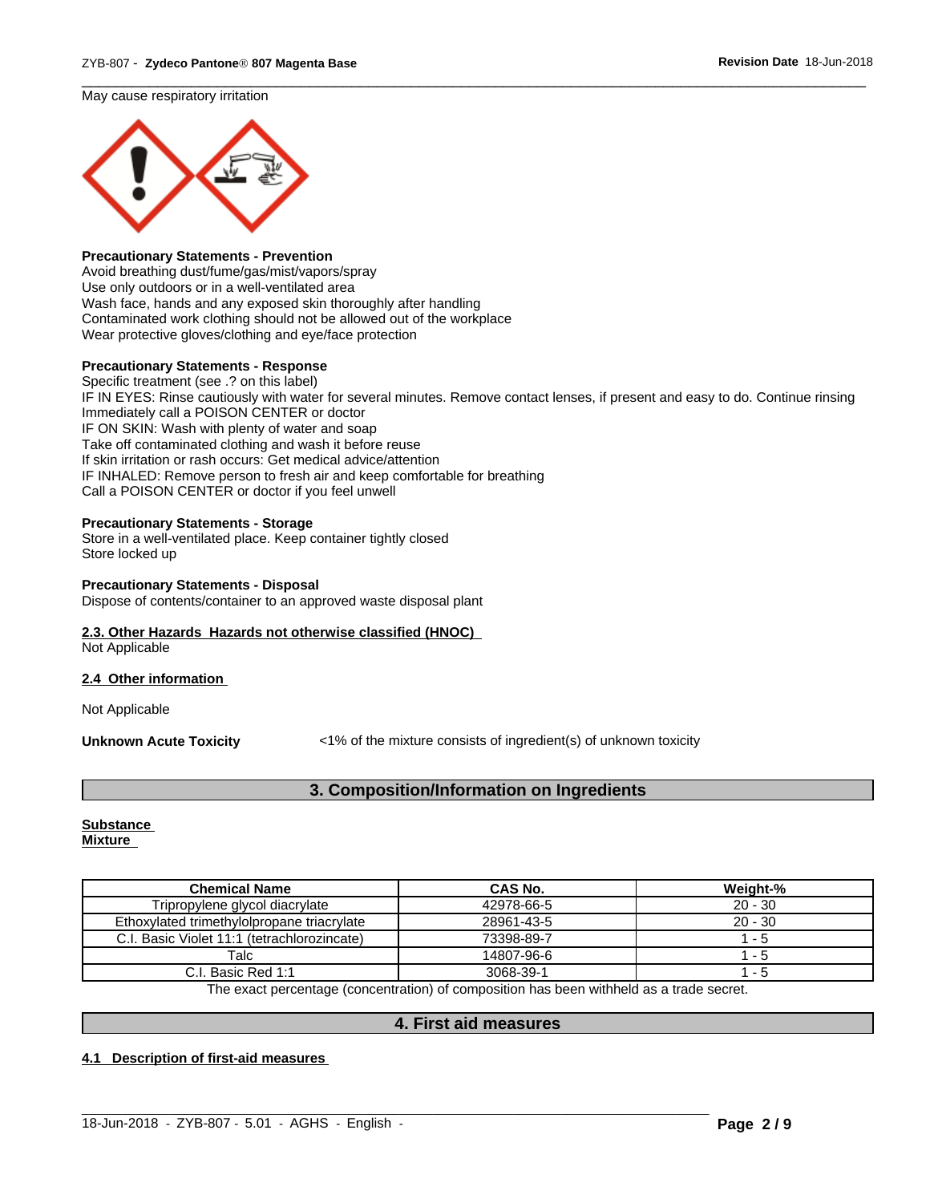May cause respiratory irritation

**Precautionary Statements - Prevention**
Avoid breathing dust/fume/gas/mist/vapors/spray
Use only outdoors or in a well-ventilated area
Wash face, hands and any exposed skin thoroughly after handling
Contaminated work clothing should not be allowed out of the workplace
Wear protective gloves/clothing and eye/face protection

**Precautionary Statements - Response**
Specific treatment (see .? on this label)
IF IN EYES: Rinse cautiously with water for several minutes. Remove contact lenses, if present and easy to do. Continue rinsing
Immediately call a POISON CENTER or doctor
IF ON SKIN: Wash with plenty of water and soap
Take off contaminated clothing and wash it before reuse
If skin irritation or rash occurs: Get medical advice/attention
IF INHALED: Remove person to fresh air and keep comfortable for breathing
Call a POISON CENTER or doctor if you feel unwell

**Precautionary Statements - Storage**
Store in a well-ventilated place. Keep container tightly closed
Store locked up

**Precautionary Statements - Disposal**
Dispose of contents/container to an approved waste disposal plant

**2.3. Other Hazards Hazards not otherwise classified (HNOC)**
Not Applicable

**2.4 Other information**

Not Applicable

**Unknown Acute Toxicity** <1% of the mixture consists of ingredient(s) of unknown toxicity

## 3. Composition/Information on Ingredients

**Substance**
**Mixture**

| Chemical Name | CAS No. | Weight-% |
|---|---|---|
| Tripropylene glycol diacrylate | 42978-66-5 | 20 - 30 |
| Ethoxylated trimethylolpropane triacrylate | 28961-43-5 | 20 - 30 |
| C.I. Basic Violet 11:1 (tetrachlorozincate) | 73398-89-7 | 1 - 5 |
| Talc | 14807-96-6 | 1 - 5 |
| C.I. Basic Red 1:1 | 3068-39-1 | 1 - 5 |

The exact percentage (concentration) of composition has been withheld as a trade secret.

## 4. First aid measures

**4.1 Description of first-aid measures**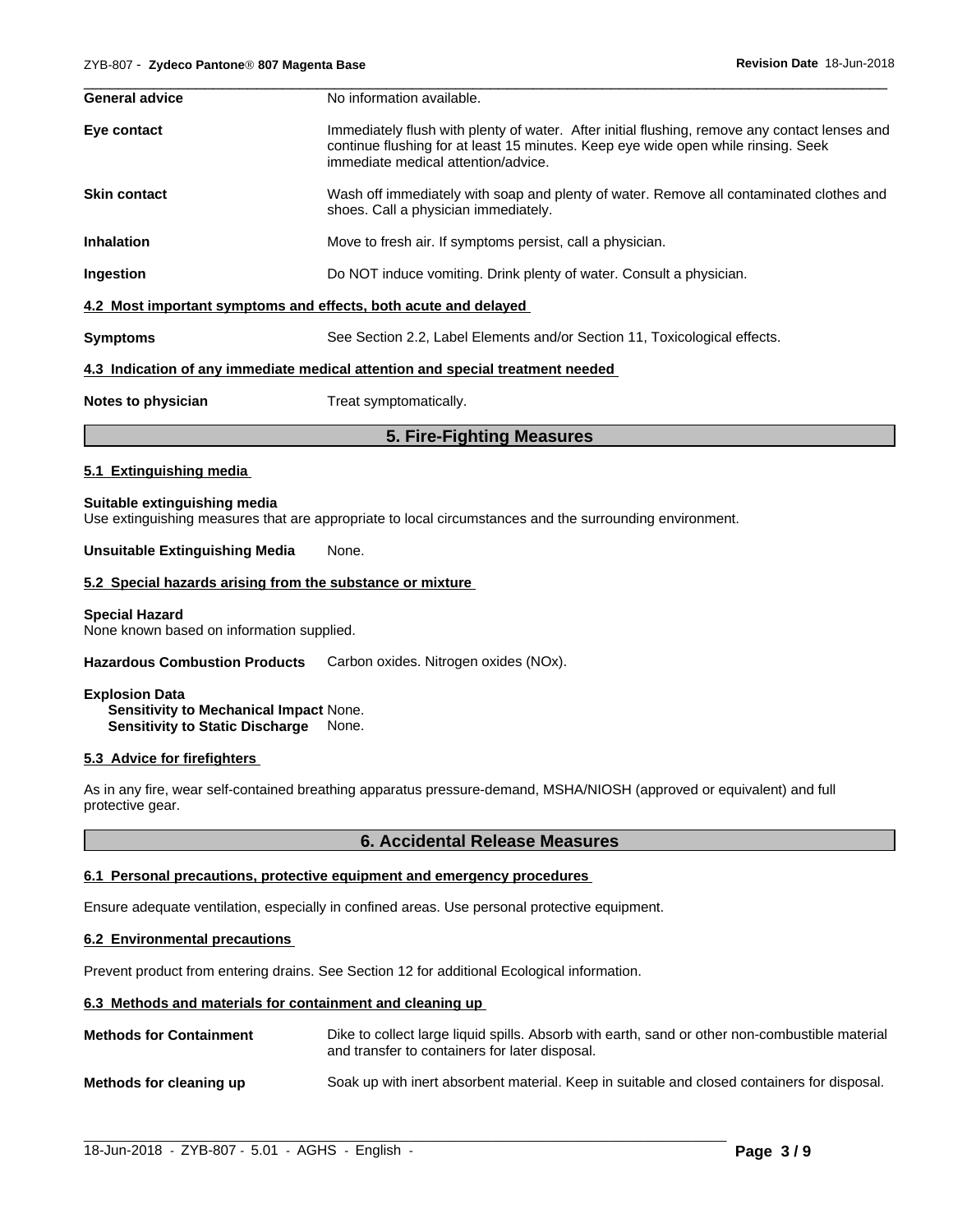**General advice** No information available.

**Eye contact** Immediately flush with plenty of water. After initial flushing, remove any contact lenses and continue flushing for at least 15 minutes. Keep eye wide open while rinsing. Seek immediate medical attention/advice.

**Skin contact** Wash off immediately with soap and plenty of water. Remove all contaminated clothes and shoes. Call a physician immediately.

**Inhalation** Move to fresh air. If symptoms persist, call a physician.

**Ingestion** Do NOT induce vomiting. Drink plenty of water. Consult a physician.

### 4.2 Most important symptoms and effects, both acute and delayed

**Symptoms** See Section 2.2, Label Elements and/or Section 11, Toxicological effects.

### 4.3 Indication of any immediate medical attention and special treatment needed

**Notes to physician** Treat symptomatically.

## 5. Fire-Fighting Measures

### 5.1 Extinguishing media

**Suitable extinguishing media**
Use extinguishing measures that are appropriate to local circumstances and the surrounding environment.

**Unsuitable Extinguishing Media** None.

### 5.2 Special hazards arising from the substance or mixture

**Special Hazard**
None known based on information supplied.

**Hazardous Combustion Products** Carbon oxides. Nitrogen oxides (NOx).

**Explosion Data**
**Sensitivity to Mechanical Impact** None.
**Sensitivity to Static Discharge** None.

### 5.3 Advice for firefighters

As in any fire, wear self-contained breathing apparatus pressure-demand, MSHA/NIOSH (approved or equivalent) and full protective gear.

## 6. Accidental Release Measures

### 6.1 Personal precautions, protective equipment and emergency procedures

Ensure adequate ventilation, especially in confined areas. Use personal protective equipment.

### 6.2 Environmental precautions

Prevent product from entering drains. See Section 12 for additional Ecological information.

### 6.3 Methods and materials for containment and cleaning up

**Methods for Containment** Dike to collect large liquid spills. Absorb with earth, sand or other non-combustible material and transfer to containers for later disposal.

**Methods for cleaning up** Soak up with inert absorbent material. Keep in suitable and closed containers for disposal.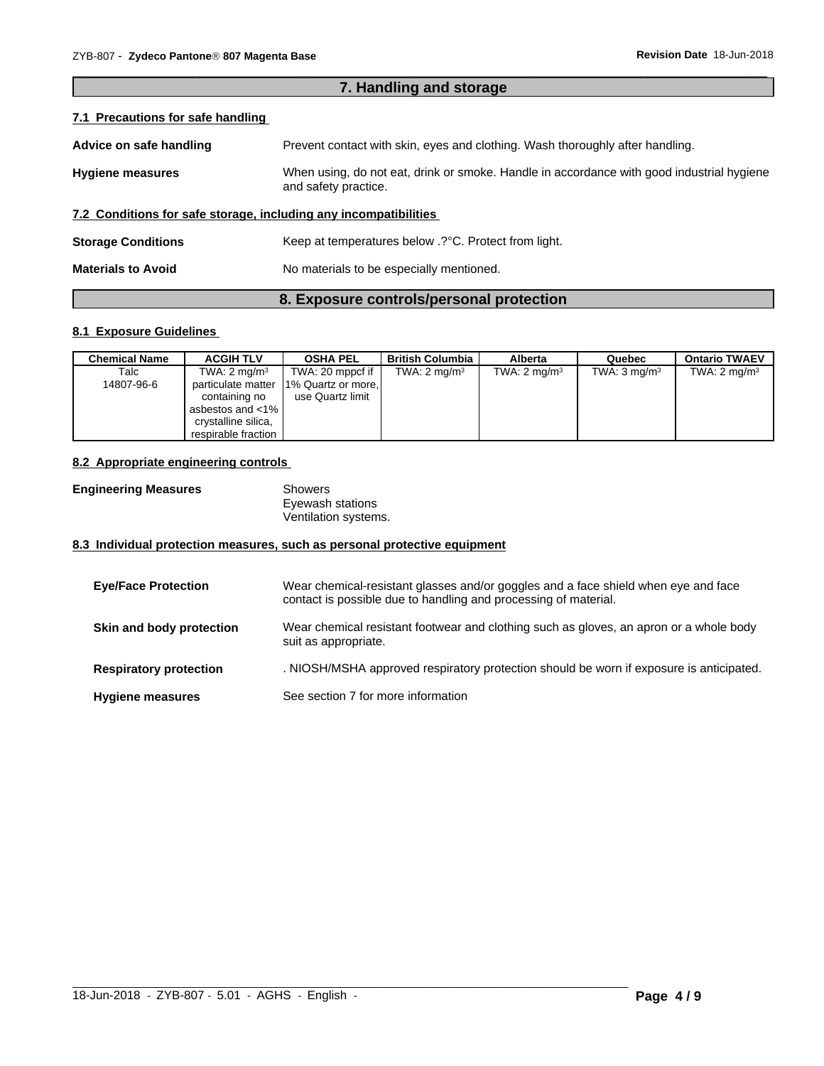## 7. Handling and storage

### 7.1 Precautions for safe handling

**Advice on safe handling** Prevent contact with skin, eyes and clothing. Wash thoroughly after handling.

**Hygiene measures** When using, do not eat, drink or smoke. Handle in accordance with good industrial hygiene and safety practice.

### 7.2 Conditions for safe storage, including any incompatibilities

**Storage Conditions** Keep at temperatures below .?°C. Protect from light.

**Materials to Avoid** No materials to be especially mentioned.

## 8. Exposure controls/personal protection

### 8.1 Exposure Guidelines

| Chemical Name | ACGIH TLV | OSHA PEL | British Columbia | Alberta | Quebec | Ontario TWAEV |
|---|---|---|---|---|---|---|
| Talc 14807-96-6 | TWA: 2 mg/m³ particulate matter containing no asbestos and <1% crystalline silica, respirable fraction | TWA: 20 mppcf if 1% Quartz or more, use Quartz limit | TWA: 2 mg/m³ | TWA: 2 mg/m³ | TWA: 3 mg/m³ | TWA: 2 mg/m³ |

### 8.2 Appropriate engineering controls

**Engineering Measures** Showers
Eyewash stations
Ventilation systems.

### 8.3 Individual protection measures, such as personal protective equipment

**Eye/Face Protection** Wear chemical-resistant glasses and/or goggles and a face shield when eye and face contact is possible due to handling and processing of material.

**Skin and body protection** Wear chemical resistant footwear and clothing such as gloves, an apron or a whole body suit as appropriate.

**Respiratory protection** . NIOSH/MSHA approved respiratory protection should be worn if exposure is anticipated.

**Hygiene measures** See section 7 for more information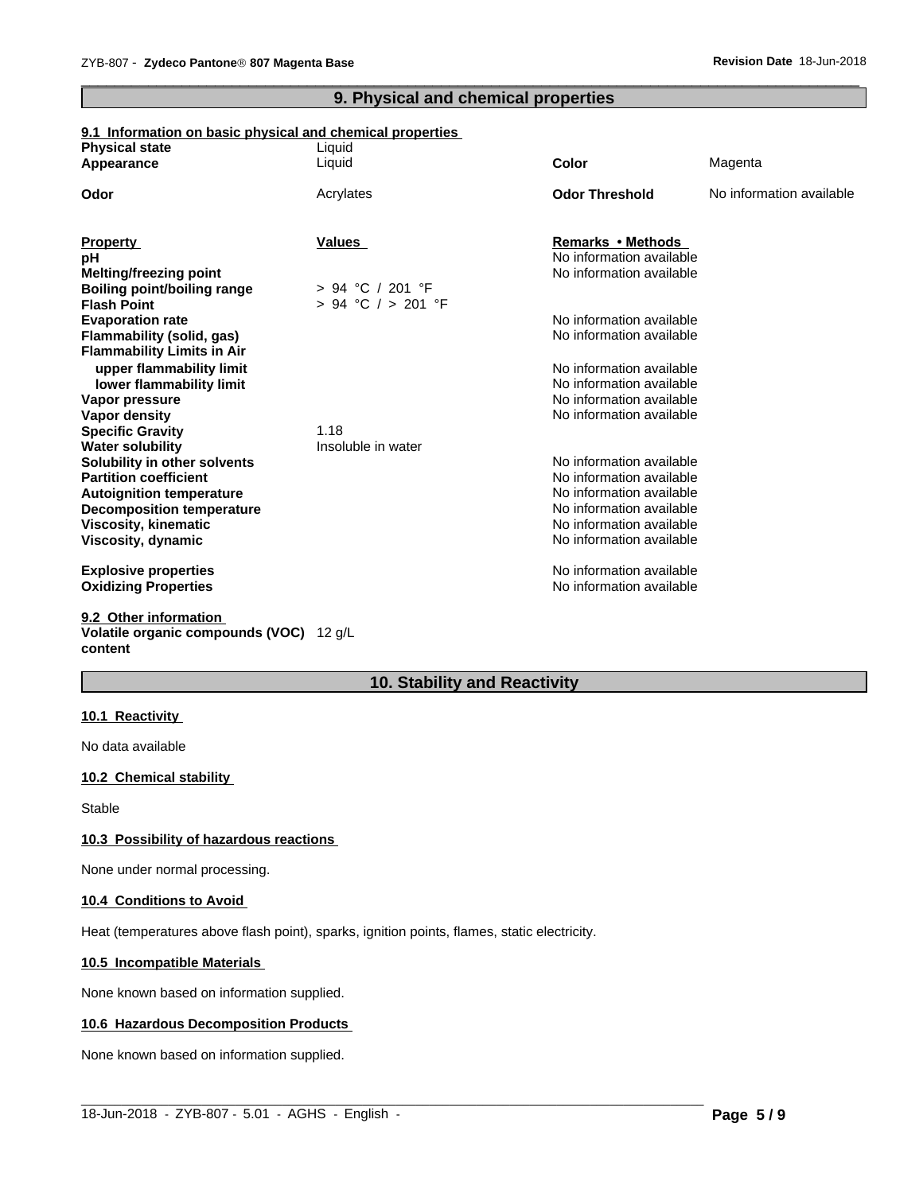## 9. Physical and chemical properties

### 9.1 Information on basic physical and chemical properties

| | | | |
|---|---|---|---|
| **Physical state** | Liquid | | |
| **Appearance** | Liquid | **Color** | Magenta |
| **Odor** | Acrylates | **Odor Threshold** | No information available |

| **Property** | **Values** | **Remarks • Methods** |
|---|---|---|
| **pH** | | No information available |
| **Melting/freezing point** | | No information available |
| **Boiling point/boiling range** | > 94 °C / 201 °F | |
| **Flash Point** | > 94 °C / > 201 °F | |
| **Evaporation rate** | | No information available |
| **Flammability (solid, gas)** | | No information available |
| **Flammability Limits in Air** | | |
| **upper flammability limit** | | No information available |
| **lower flammability limit** | | No information available |
| **Vapor pressure** | | No information available |
| **Vapor density** | | No information available |
| **Specific Gravity** | 1.18 | |
| **Water solubility** | Insoluble in water | |
| **Solubility in other solvents** | | No information available |
| **Partition coefficient** | | No information available |
| **Autoignition temperature** | | No information available |
| **Decomposition temperature** | | No information available |
| **Viscosity, kinematic** | | No information available |
| **Viscosity, dynamic** | | No information available |
| **Explosive properties** | | No information available |
| **Oxidizing Properties** | | No information available |

### 9.2 Other information

**Volatile organic compounds (VOC) content** 12 g/L

## 10. Stability and Reactivity

### 10.1 Reactivity

No data available

### 10.2 Chemical stability

Stable

### 10.3 Possibility of hazardous reactions

None under normal processing.

### 10.4 Conditions to Avoid

Heat (temperatures above flash point), sparks, ignition points, flames, static electricity.

### 10.5 Incompatible Materials

None known based on information supplied.

### 10.6 Hazardous Decomposition Products

None known based on information supplied.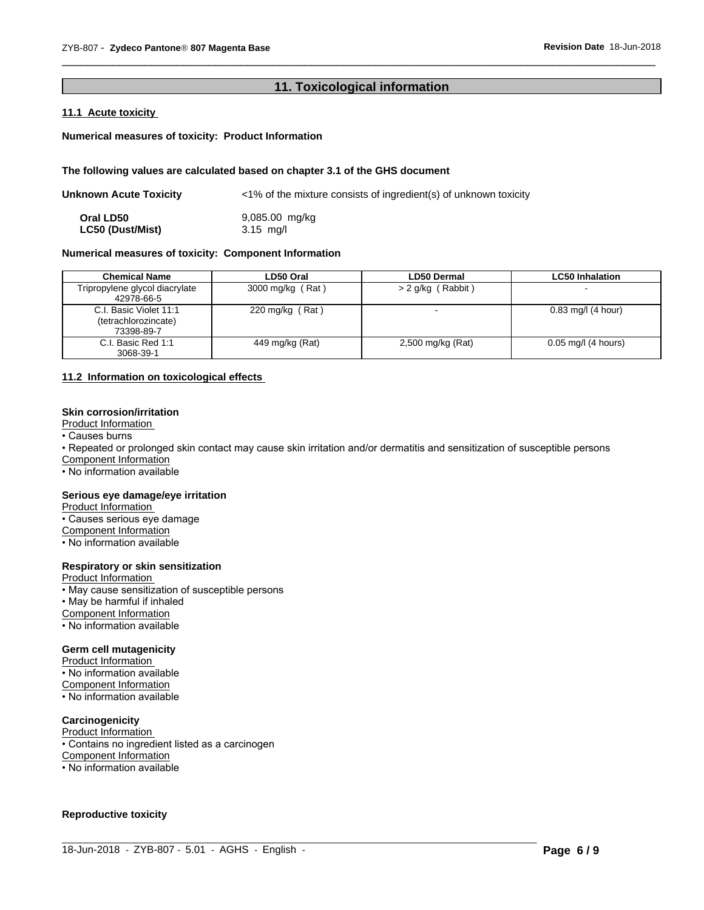## 11. Toxicological information

### 11.1 Acute toxicity

**Numerical measures of toxicity: Product Information**

**The following values are calculated based on chapter 3.1 of the GHS document**

**Unknown Acute Toxicity** <1% of the mixture consists of ingredient(s) of unknown toxicity

**Oral LD50** 9,085.00 mg/kg
**LC50 (Dust/Mist)** 3.15 mg/l

**Numerical measures of toxicity: Component Information**

| Chemical Name | LD50 Oral | LD50 Dermal | LC50 Inhalation |
|---|---|---|---|
| Tripropylene glycol diacrylate 42978-66-5 | 3000 mg/kg ( Rat ) | > 2 g/kg ( Rabbit ) | - |
| C.I. Basic Violet 11:1 (tetrachlorozincate) 73398-89-7 | 220 mg/kg ( Rat ) | - | 0.83 mg/l (4 hour) |
| C.I. Basic Red 1:1 3068-39-1 | 449 mg/kg (Rat) | 2,500 mg/kg (Rat) | 0.05 mg/l (4 hours) |

### 11.2 Information on toxicological effects

**Skin corrosion/irritation**

Product Information
- Causes burns
- Repeated or prolonged skin contact may cause skin irritation and/or dermatitis and sensitization of susceptible persons

Component Information
- No information available

**Serious eye damage/eye irritation**

Product Information
- Causes serious eye damage

Component Information
- No information available

**Respiratory or skin sensitization**

Product Information
- May cause sensitization of susceptible persons
- May be harmful if inhaled

Component Information
- No information available

**Germ cell mutagenicity**

Product Information
- No information available

Component Information
- No information available

**Carcinogenicity**

Product Information
- Contains no ingredient listed as a carcinogen

Component Information
- No information available

**Reproductive toxicity**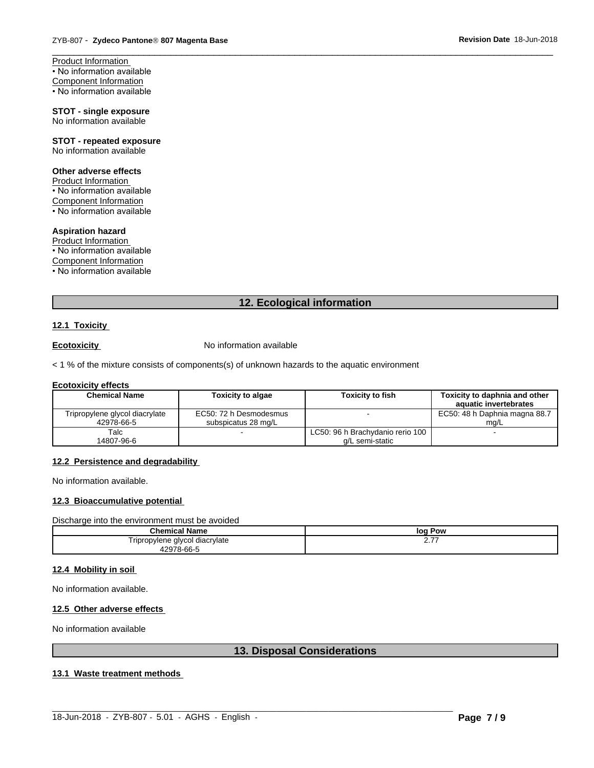Product Information
• No information available
Component Information
• No information available

**STOT - single exposure**
No information available

**STOT - repeated exposure**
No information available

**Other adverse effects**
Product Information
• No information available
Component Information
• No information available

**Aspiration hazard**
Product Information
• No information available
Component Information
• No information available

## 12. Ecological information

### 12.1 Toxicity

**Ecotoxicity** No information available

< 1 % of the mixture consists of components(s) of unknown hazards to the aquatic environment

**Ecotoxicity effects**

| Chemical Name | Toxicity to algae | Toxicity to fish | Toxicity to daphnia and other aquatic invertebrates |
|---|---|---|---|
| Tripropylene glycol diacrylate 42978-66-5 | EC50: 72 h Desmodesmus subspicatus 28 mg/L | - | EC50: 48 h Daphnia magna 88.7 mg/L |
| Talc 14807-96-6 | - | LC50: 96 h Brachydanio rerio 100 g/L semi-static | - |

### 12.2 Persistence and degradability

No information available.

### 12.3 Bioaccumulative potential

Discharge into the environment must be avoided

| Chemical Name | log Pow |
|---|---|
| Tripropylene glycol diacrylate 42978-66-5 | 2.77 |

### 12.4 Mobility in soil

No information available.

### 12.5 Other adverse effects

No information available

## 13. Disposal Considerations

### 13.1 Waste treatment methods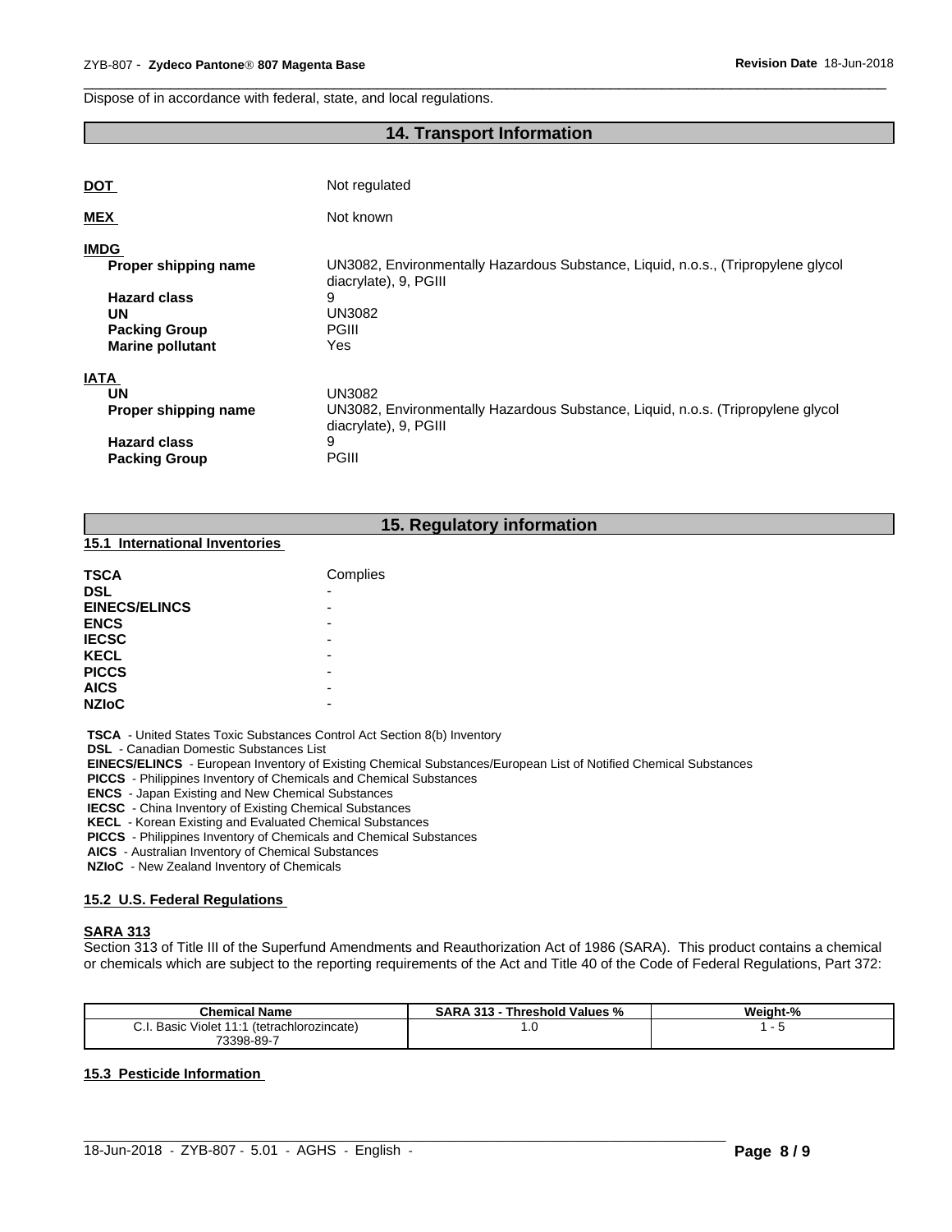Dispose of in accordance with federal, state, and local regulations.

## 14. Transport Information

| | |
|---|---|
| **DOT** | Not regulated |
| **MEX** | Not known |

**IMDG**

| | |
|---|---|
| **Proper shipping name** | UN3082, Environmentally Hazardous Substance, Liquid, n.o.s., (Tripropylene glycol diacrylate), 9, PGIII |
| **Hazard class** | 9 |
| **UN** | UN3082 |
| **Packing Group** | PGIII |
| **Marine pollutant** | Yes |

**IATA**

| | |
|---|---|
| **UN** | UN3082 |
| **Proper shipping name** | UN3082, Environmentally Hazardous Substance, Liquid, n.o.s. (Tripropylene glycol diacrylate), 9, PGIII |
| **Hazard class** | 9 |
| **Packing Group** | PGIII |

## 15. Regulatory information

### 15.1 International Inventories

| | |
|---|---|
| **TSCA** | Complies |
| **DSL** | - |
| **EINECS/ELINCS** | - |
| **ENCS** | - |
| **IECSC** | - |
| **KECL** | - |
| **PICCS** | - |
| **AICS** | - |
| **NZIoC** | - |

**TSCA** - United States Toxic Substances Control Act Section 8(b) Inventory
**DSL** - Canadian Domestic Substances List
**EINECS/ELINCS** - European Inventory of Existing Chemical Substances/European List of Notified Chemical Substances
**PICCS** - Philippines Inventory of Chemicals and Chemical Substances
**ENCS** - Japan Existing and New Chemical Substances
**IECSC** - China Inventory of Existing Chemical Substances
**KECL** - Korean Existing and Evaluated Chemical Substances
**PICCS** - Philippines Inventory of Chemicals and Chemical Substances
**AICS** - Australian Inventory of Chemical Substances
**NZIoC** - New Zealand Inventory of Chemicals

### 15.2 U.S. Federal Regulations

**SARA 313**

Section 313 of Title III of the Superfund Amendments and Reauthorization Act of 1986 (SARA). This product contains a chemical or chemicals which are subject to the reporting requirements of the Act and Title 40 of the Code of Federal Regulations, Part 372:

| Chemical Name | SARA 313 - Threshold Values % | Weight-% |
|---|---|---|
| C.I. Basic Violet 11:1 (tetrachlorozincate) 73398-89-7 | 1.0 | 1 - 5 |

### 15.3 Pesticide Information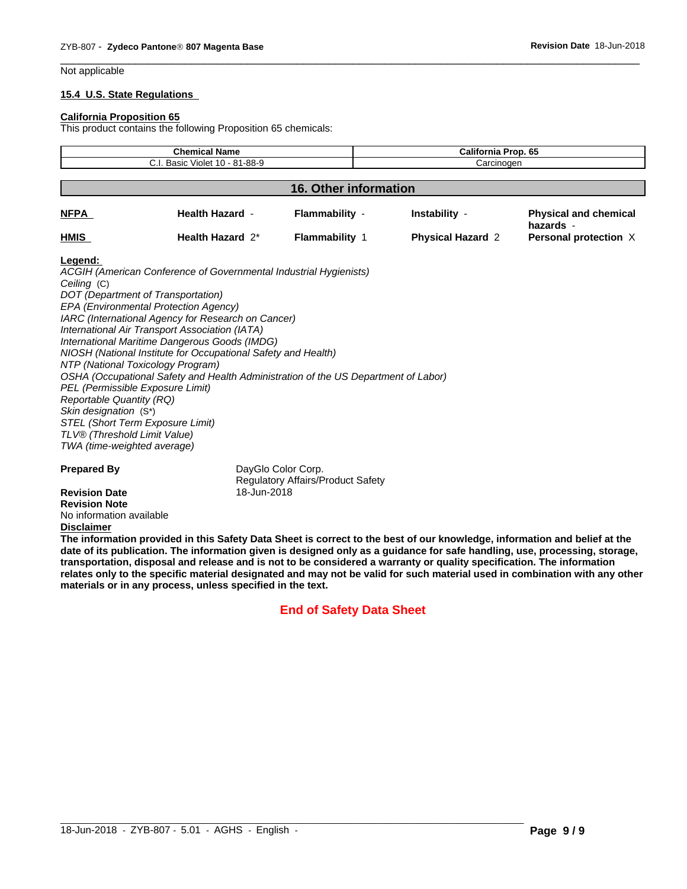Not applicable

### 15.4 U.S. State Regulations

**California Proposition 65**

This product contains the following Proposition 65 chemicals:

| Chemical Name | California Prop. 65 |
|---|---|
| C.I. Basic Violet 10 - 81-88-9 | Carcinogen |

## 16. Other information

| | | | | |
|---|---|---|---|---|
| **NFPA** | **Health Hazard** - | **Flammability** - | **Instability** - | **Physical and chemical hazards** - |
| **HMIS** | **Health Hazard** 2* | **Flammability** 1 | **Physical Hazard** 2 | **Personal protection** X |

**Legend:**

*ACGIH (American Conference of Governmental Industrial Hygienists)*
*Ceiling* (C)
*DOT (Department of Transportation)*
*EPA (Environmental Protection Agency)*
*IARC (International Agency for Research on Cancer)*
*International Air Transport Association (IATA)*
*International Maritime Dangerous Goods (IMDG)*
*NIOSH (National Institute for Occupational Safety and Health)*
*NTP (National Toxicology Program)*
*OSHA (Occupational Safety and Health Administration of the US Department of Labor)*
*PEL (Permissible Exposure Limit)*
*Reportable Quantity (RQ)*
*Skin designation* (S*)
*STEL (Short Term Exposure Limit)*
*TLV® (Threshold Limit Value)*
*TWA (time-weighted average)*

**Prepared By** DayGlo Color Corp.
Regulatory Affairs/Product Safety

**Revision Date** 18-Jun-2018

**Revision Note**

No information available

**Disclaimer**

**The information provided in this Safety Data Sheet is correct to the best of our knowledge, information and belief at the date of its publication. The information given is designed only as a guidance for safe handling, use, processing, storage, transportation, disposal and release and is not to be considered a warranty or quality specification. The information relates only to the specific material designated and may not be valid for such material used in combination with any other materials or in any process, unless specified in the text.**

**End of Safety Data Sheet**